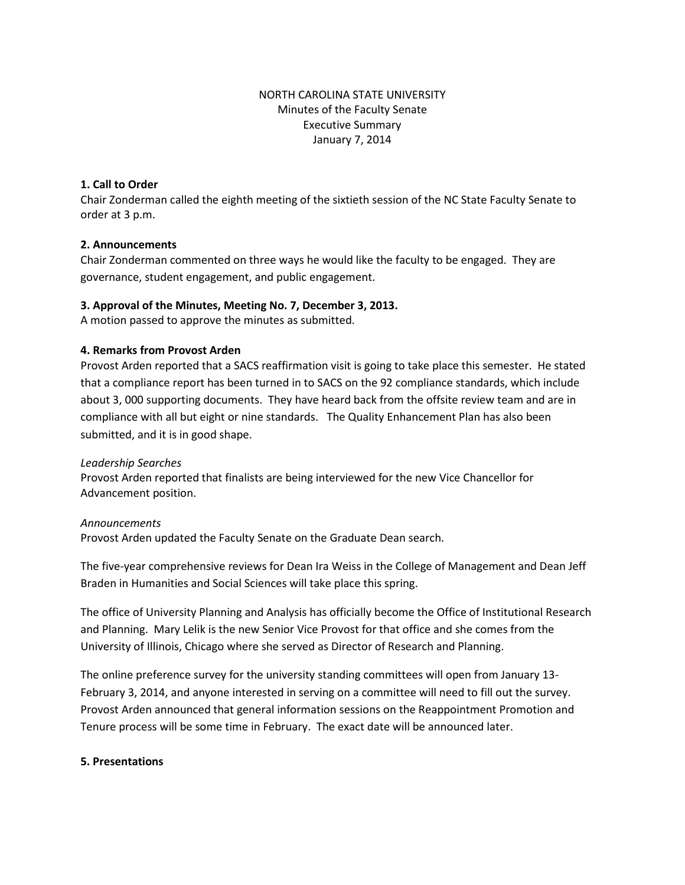NORTH CAROLINA STATE UNIVERSITY
Minutes of the Faculty Senate
Executive Summary
January 7, 2014

**1. Call to Order**
Chair Zonderman called the eighth meeting of the sixtieth session of the NC State Faculty Senate to order at 3 p.m.

**2. Announcements**
Chair Zonderman commented on three ways he would like the faculty to be engaged. They are governance, student engagement, and public engagement.

**3. Approval of the Minutes, Meeting No. 7, December 3, 2013.**
A motion passed to approve the minutes as submitted.

**4. Remarks from Provost Arden**
Provost Arden reported that a SACS reaffirmation visit is going to take place this semester. He stated that a compliance report has been turned in to SACS on the 92 compliance standards, which include about 3, 000 supporting documents. They have heard back from the offsite review team and are in compliance with all but eight or nine standards. The Quality Enhancement Plan has also been submitted, and it is in good shape.

*Leadership Searches*
Provost Arden reported that finalists are being interviewed for the new Vice Chancellor for Advancement position.

*Announcements*
Provost Arden updated the Faculty Senate on the Graduate Dean search.

The five-year comprehensive reviews for Dean Ira Weiss in the College of Management and Dean Jeff Braden in Humanities and Social Sciences will take place this spring.

The office of University Planning and Analysis has officially become the Office of Institutional Research and Planning. Mary Lelik is the new Senior Vice Provost for that office and she comes from the University of Illinois, Chicago where she served as Director of Research and Planning.

The online preference survey for the university standing committees will open from January 13-February 3, 2014, and anyone interested in serving on a committee will need to fill out the survey. Provost Arden announced that general information sessions on the Reappointment Promotion and Tenure process will be some time in February. The exact date will be announced later.

**5. Presentations**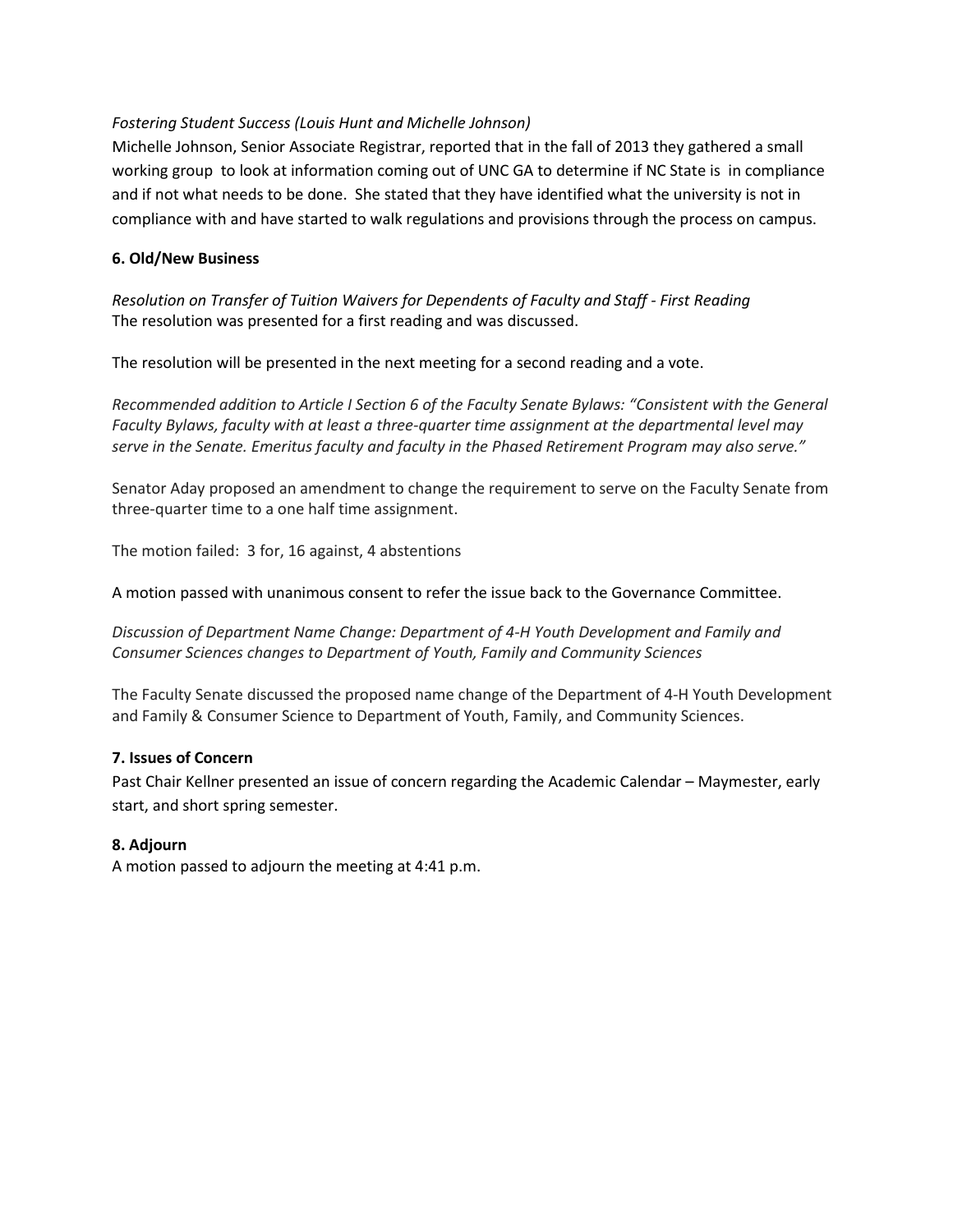*Fostering Student Success (Louis Hunt and Michelle Johnson)*

Michelle Johnson, Senior Associate Registrar, reported that in the fall of 2013 they gathered a small working group to look at information coming out of UNC GA to determine if NC State is in compliance and if not what needs to be done. She stated that they have identified what the university is not in compliance with and have started to walk regulations and provisions through the process on campus.

**6. Old/New Business**

*Resolution on Transfer of Tuition Waivers for Dependents of Faculty and Staff - First Reading*

The resolution was presented for a first reading and was discussed.

The resolution will be presented in the next meeting for a second reading and a vote.

*Recommended addition to Article I Section 6 of the Faculty Senate Bylaws: "Consistent with the General Faculty Bylaws, faculty with at least a three-quarter time assignment at the departmental level may serve in the Senate. Emeritus faculty and faculty in the Phased Retirement Program may also serve."*

Senator Aday proposed an amendment to change the requirement to serve on the Faculty Senate from three-quarter time to a one half time assignment.

The motion failed: 3 for, 16 against, 4 abstentions

A motion passed with unanimous consent to refer the issue back to the Governance Committee.

*Discussion of Department Name Change: Department of 4-H Youth Development and Family and Consumer Sciences changes to Department of Youth, Family and Community Sciences*

The Faculty Senate discussed the proposed name change of the Department of 4-H Youth Development and Family & Consumer Science to Department of Youth, Family, and Community Sciences.

**7. Issues of Concern**

Past Chair Kellner presented an issue of concern regarding the Academic Calendar – Maymester, early start, and short spring semester.

**8. Adjourn**

A motion passed to adjourn the meeting at 4:41 p.m.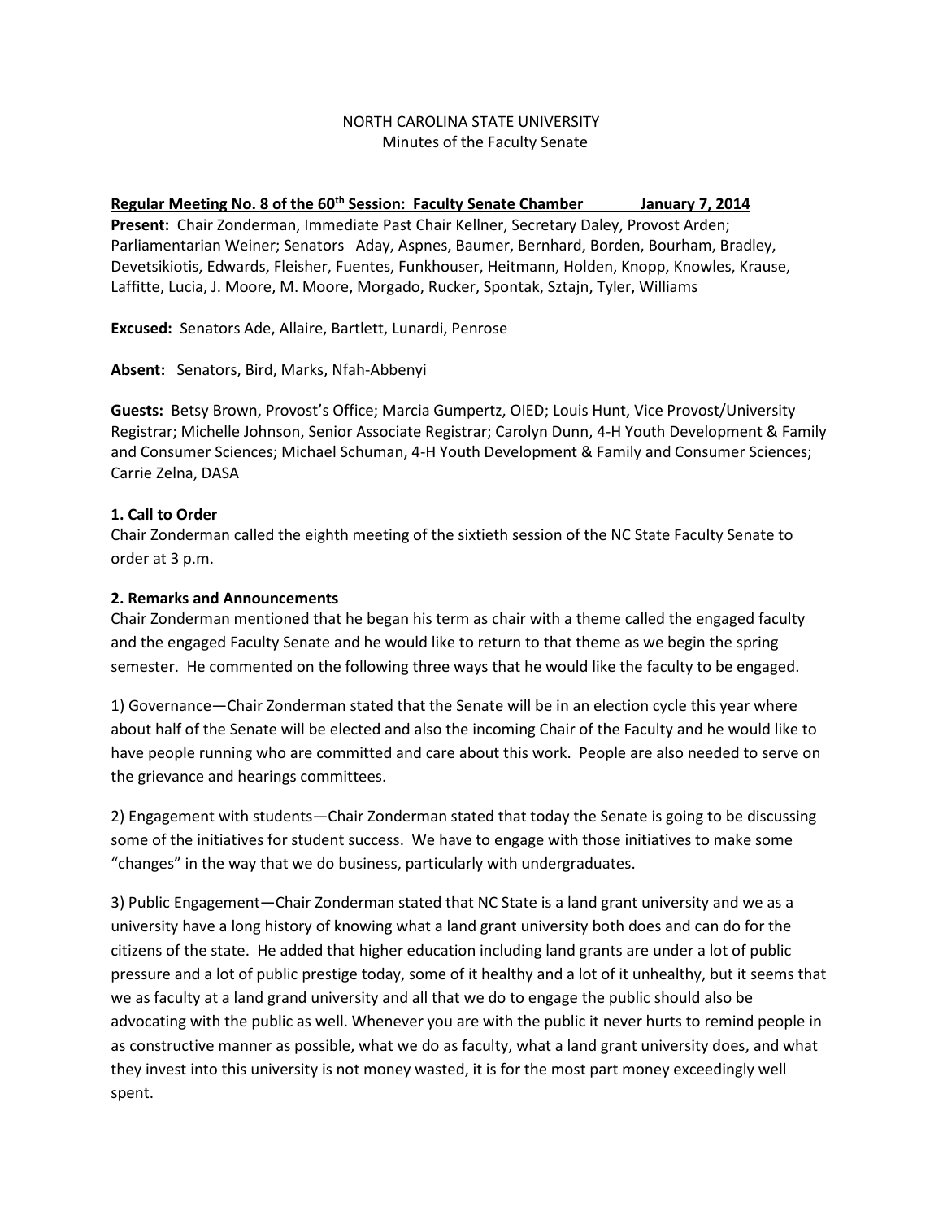NORTH CAROLINA STATE UNIVERSITY
Minutes of the Faculty Senate

**Regular Meeting No. 8 of the 60th Session: Faculty Senate Chamber January 7, 2014**

**Present:** Chair Zonderman, Immediate Past Chair Kellner, Secretary Daley, Provost Arden; Parliamentarian Weiner; Senators Aday, Aspnes, Baumer, Bernhard, Borden, Bourham, Bradley, Devetsikiotis, Edwards, Fleisher, Fuentes, Funkhouser, Heitmann, Holden, Knopp, Knowles, Krause, Laffitte, Lucia, J. Moore, M. Moore, Morgado, Rucker, Spontak, Sztajn, Tyler, Williams

**Excused:** Senators Ade, Allaire, Bartlett, Lunardi, Penrose

**Absent:** Senators, Bird, Marks, Nfah-Abbenyi

**Guests:** Betsy Brown, Provost's Office; Marcia Gumpertz, OIED; Louis Hunt, Vice Provost/University Registrar; Michelle Johnson, Senior Associate Registrar; Carolyn Dunn, 4-H Youth Development & Family and Consumer Sciences; Michael Schuman, 4-H Youth Development & Family and Consumer Sciences; Carrie Zelna, DASA

**1. Call to Order**

Chair Zonderman called the eighth meeting of the sixtieth session of the NC State Faculty Senate to order at 3 p.m.

**2. Remarks and Announcements**

Chair Zonderman mentioned that he began his term as chair with a theme called the engaged faculty and the engaged Faculty Senate and he would like to return to that theme as we begin the spring semester. He commented on the following three ways that he would like the faculty to be engaged.

1) Governance—Chair Zonderman stated that the Senate will be in an election cycle this year where about half of the Senate will be elected and also the incoming Chair of the Faculty and he would like to have people running who are committed and care about this work. People are also needed to serve on the grievance and hearings committees.

2) Engagement with students—Chair Zonderman stated that today the Senate is going to be discussing some of the initiatives for student success. We have to engage with those initiatives to make some "changes" in the way that we do business, particularly with undergraduates.

3) Public Engagement—Chair Zonderman stated that NC State is a land grant university and we as a university have a long history of knowing what a land grant university both does and can do for the citizens of the state. He added that higher education including land grants are under a lot of public pressure and a lot of public prestige today, some of it healthy and a lot of it unhealthy, but it seems that we as faculty at a land grand university and all that we do to engage the public should also be advocating with the public as well. Whenever you are with the public it never hurts to remind people in as constructive manner as possible, what we do as faculty, what a land grant university does, and what they invest into this university is not money wasted, it is for the most part money exceedingly well spent.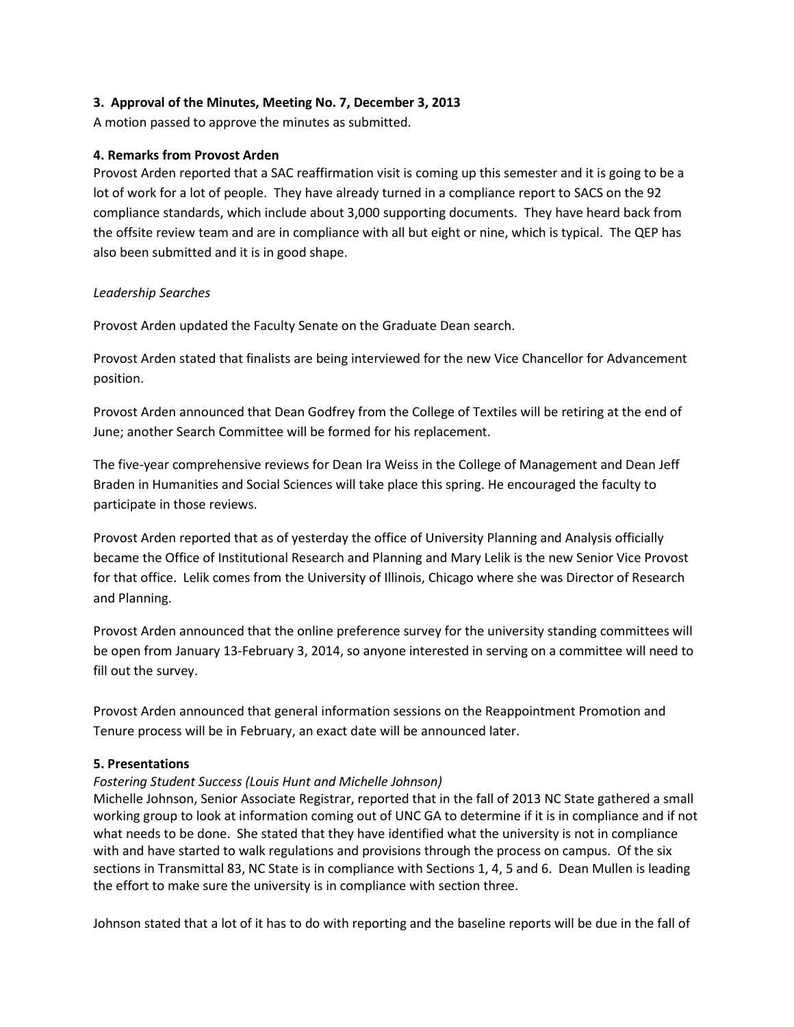**3. Approval of the Minutes, Meeting No. 7, December 3, 2013**
A motion passed to approve the minutes as submitted.

**4. Remarks from Provost Arden**
Provost Arden reported that a SAC reaffirmation visit is coming up this semester and it is going to be a lot of work for a lot of people. They have already turned in a compliance report to SACS on the 92 compliance standards, which include about 3,000 supporting documents. They have heard back from the offsite review team and are in compliance with all but eight or nine, which is typical. The QEP has also been submitted and it is in good shape.

*Leadership Searches*

Provost Arden updated the Faculty Senate on the Graduate Dean search.

Provost Arden stated that finalists are being interviewed for the new Vice Chancellor for Advancement position.

Provost Arden announced that Dean Godfrey from the College of Textiles will be retiring at the end of June; another Search Committee will be formed for his replacement.

The five-year comprehensive reviews for Dean Ira Weiss in the College of Management and Dean Jeff Braden in Humanities and Social Sciences will take place this spring. He encouraged the faculty to participate in those reviews.

Provost Arden reported that as of yesterday the office of University Planning and Analysis officially became the Office of Institutional Research and Planning and Mary Lelik is the new Senior Vice Provost for that office. Lelik comes from the University of Illinois, Chicago where she was Director of Research and Planning.

Provost Arden announced that the online preference survey for the university standing committees will be open from January 13-February 3, 2014, so anyone interested in serving on a committee will need to fill out the survey.

Provost Arden announced that general information sessions on the Reappointment Promotion and Tenure process will be in February, an exact date will be announced later.

**5. Presentations**
*Fostering Student Success (Louis Hunt and Michelle Johnson)*
Michelle Johnson, Senior Associate Registrar, reported that in the fall of 2013 NC State gathered a small working group to look at information coming out of UNC GA to determine if it is in compliance and if not what needs to be done. She stated that they have identified what the university is not in compliance with and have started to walk regulations and provisions through the process on campus. Of the six sections in Transmittal 83, NC State is in compliance with Sections 1, 4, 5 and 6. Dean Mullen is leading the effort to make sure the university is in compliance with section three.

Johnson stated that a lot of it has to do with reporting and the baseline reports will be due in the fall of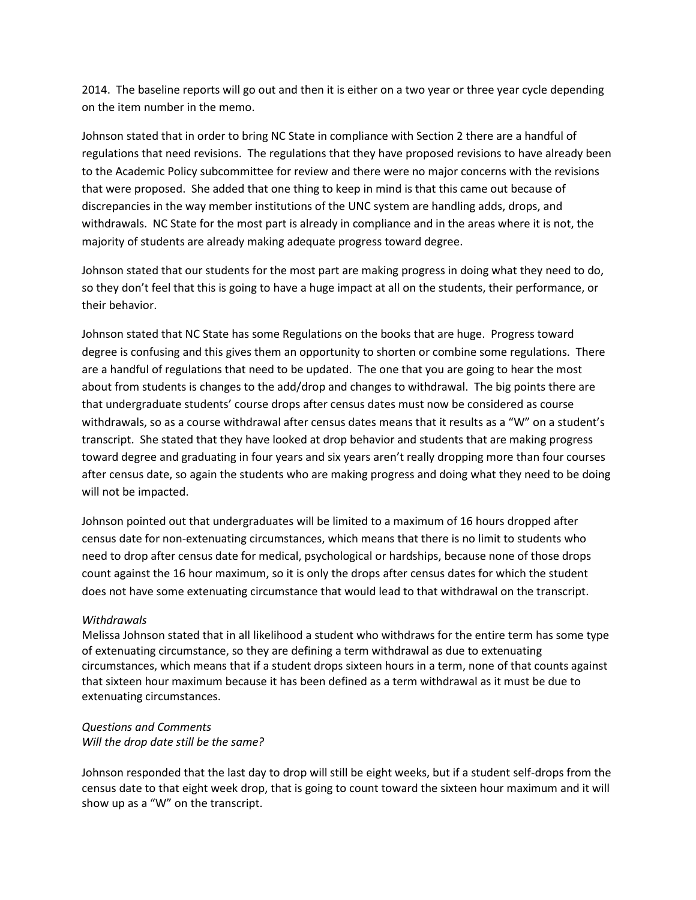2014. The baseline reports will go out and then it is either on a two year or three year cycle depending on the item number in the memo.

Johnson stated that in order to bring NC State in compliance with Section 2 there are a handful of regulations that need revisions. The regulations that they have proposed revisions to have already been to the Academic Policy subcommittee for review and there were no major concerns with the revisions that were proposed. She added that one thing to keep in mind is that this came out because of discrepancies in the way member institutions of the UNC system are handling adds, drops, and withdrawals. NC State for the most part is already in compliance and in the areas where it is not, the majority of students are already making adequate progress toward degree.

Johnson stated that our students for the most part are making progress in doing what they need to do, so they don't feel that this is going to have a huge impact at all on the students, their performance, or their behavior.

Johnson stated that NC State has some Regulations on the books that are huge. Progress toward degree is confusing and this gives them an opportunity to shorten or combine some regulations. There are a handful of regulations that need to be updated. The one that you are going to hear the most about from students is changes to the add/drop and changes to withdrawal. The big points there are that undergraduate students' course drops after census dates must now be considered as course withdrawals, so as a course withdrawal after census dates means that it results as a "W" on a student's transcript. She stated that they have looked at drop behavior and students that are making progress toward degree and graduating in four years and six years aren't really dropping more than four courses after census date, so again the students who are making progress and doing what they need to be doing will not be impacted.

Johnson pointed out that undergraduates will be limited to a maximum of 16 hours dropped after census date for non-extenuating circumstances, which means that there is no limit to students who need to drop after census date for medical, psychological or hardships, because none of those drops count against the 16 hour maximum, so it is only the drops after census dates for which the student does not have some extenuating circumstance that would lead to that withdrawal on the transcript.

*Withdrawals*
Melissa Johnson stated that in all likelihood a student who withdraws for the entire term has some type of extenuating circumstance, so they are defining a term withdrawal as due to extenuating circumstances, which means that if a student drops sixteen hours in a term, none of that counts against that sixteen hour maximum because it has been defined as a term withdrawal as it must be due to extenuating circumstances.

*Questions and Comments*
*Will the drop date still be the same?*

Johnson responded that the last day to drop will still be eight weeks, but if a student self-drops from the census date to that eight week drop, that is going to count toward the sixteen hour maximum and it will show up as a "W" on the transcript.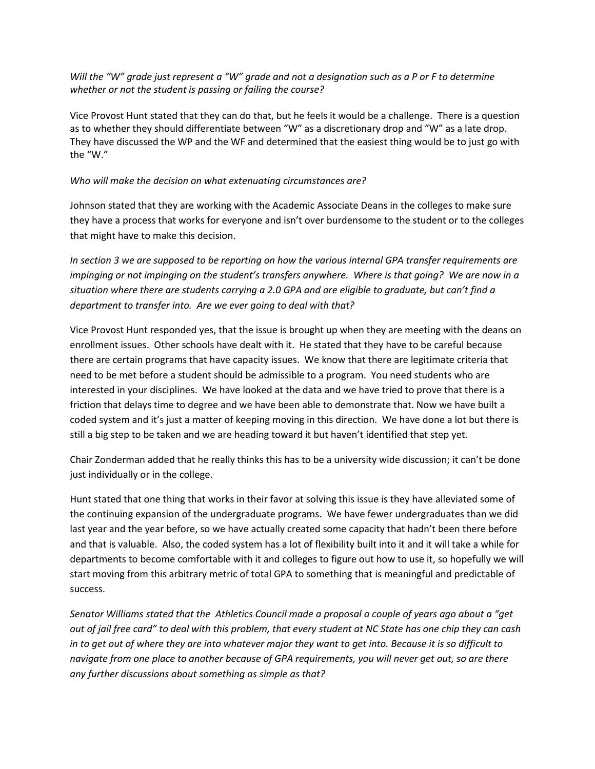*Will the "W" grade just represent a "W" grade and not a designation such as a P or F to determine whether or not the student is passing or failing the course?*

Vice Provost Hunt stated that they can do that, but he feels it would be a challenge. There is a question as to whether they should differentiate between "W" as a discretionary drop and "W" as a late drop. They have discussed the WP and the WF and determined that the easiest thing would be to just go with the "W."

*Who will make the decision on what extenuating circumstances are?*

Johnson stated that they are working with the Academic Associate Deans in the colleges to make sure they have a process that works for everyone and isn't over burdensome to the student or to the colleges that might have to make this decision.

*In section 3 we are supposed to be reporting on how the various internal GPA transfer requirements are impinging or not impinging on the student's transfers anywhere. Where is that going? We are now in a situation where there are students carrying a 2.0 GPA and are eligible to graduate, but can't find a department to transfer into. Are we ever going to deal with that?*

Vice Provost Hunt responded yes, that the issue is brought up when they are meeting with the deans on enrollment issues. Other schools have dealt with it. He stated that they have to be careful because there are certain programs that have capacity issues. We know that there are legitimate criteria that need to be met before a student should be admissible to a program. You need students who are interested in your disciplines. We have looked at the data and we have tried to prove that there is a friction that delays time to degree and we have been able to demonstrate that. Now we have built a coded system and it's just a matter of keeping moving in this direction. We have done a lot but there is still a big step to be taken and we are heading toward it but haven't identified that step yet.

Chair Zonderman added that he really thinks this has to be a university wide discussion; it can't be done just individually or in the college.

Hunt stated that one thing that works in their favor at solving this issue is they have alleviated some of the continuing expansion of the undergraduate programs. We have fewer undergraduates than we did last year and the year before, so we have actually created some capacity that hadn't been there before and that is valuable. Also, the coded system has a lot of flexibility built into it and it will take a while for departments to become comfortable with it and colleges to figure out how to use it, so hopefully we will start moving from this arbitrary metric of total GPA to something that is meaningful and predictable of success.

*Senator Williams stated that the Athletics Council made a proposal a couple of years ago about a "get out of jail free card" to deal with this problem, that every student at NC State has one chip they can cash in to get out of where they are into whatever major they want to get into. Because it is so difficult to navigate from one place to another because of GPA requirements, you will never get out, so are there any further discussions about something as simple as that?*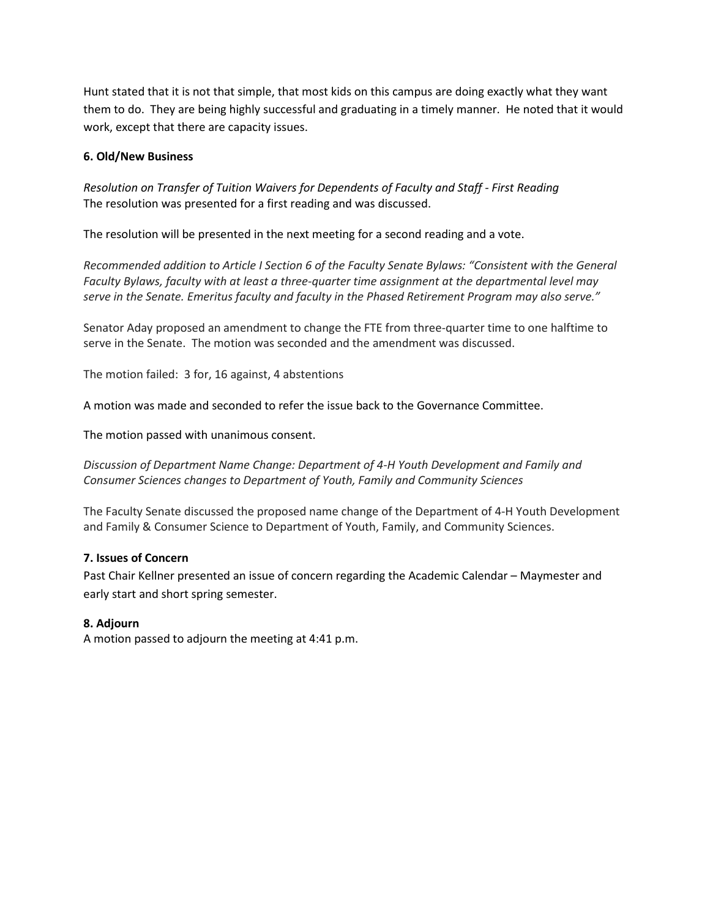Hunt stated that it is not that simple, that most kids on this campus are doing exactly what they want them to do. They are being highly successful and graduating in a timely manner. He noted that it would work, except that there are capacity issues.

**6. Old/New Business**

*Resolution on Transfer of Tuition Waivers for Dependents of Faculty and Staff - First Reading*
The resolution was presented for a first reading and was discussed.

The resolution will be presented in the next meeting for a second reading and a vote.

*Recommended addition to Article I Section 6 of the Faculty Senate Bylaws: "Consistent with the General Faculty Bylaws, faculty with at least a three-quarter time assignment at the departmental level may serve in the Senate. Emeritus faculty and faculty in the Phased Retirement Program may also serve."*

Senator Aday proposed an amendment to change the FTE from three-quarter time to one halftime to serve in the Senate. The motion was seconded and the amendment was discussed.

The motion failed: 3 for, 16 against, 4 abstentions

A motion was made and seconded to refer the issue back to the Governance Committee.

The motion passed with unanimous consent.

*Discussion of Department Name Change: Department of 4-H Youth Development and Family and Consumer Sciences changes to Department of Youth, Family and Community Sciences*

The Faculty Senate discussed the proposed name change of the Department of 4-H Youth Development and Family & Consumer Science to Department of Youth, Family, and Community Sciences.

**7. Issues of Concern**

Past Chair Kellner presented an issue of concern regarding the Academic Calendar – Maymester and early start and short spring semester.

**8. Adjourn**

A motion passed to adjourn the meeting at 4:41 p.m.